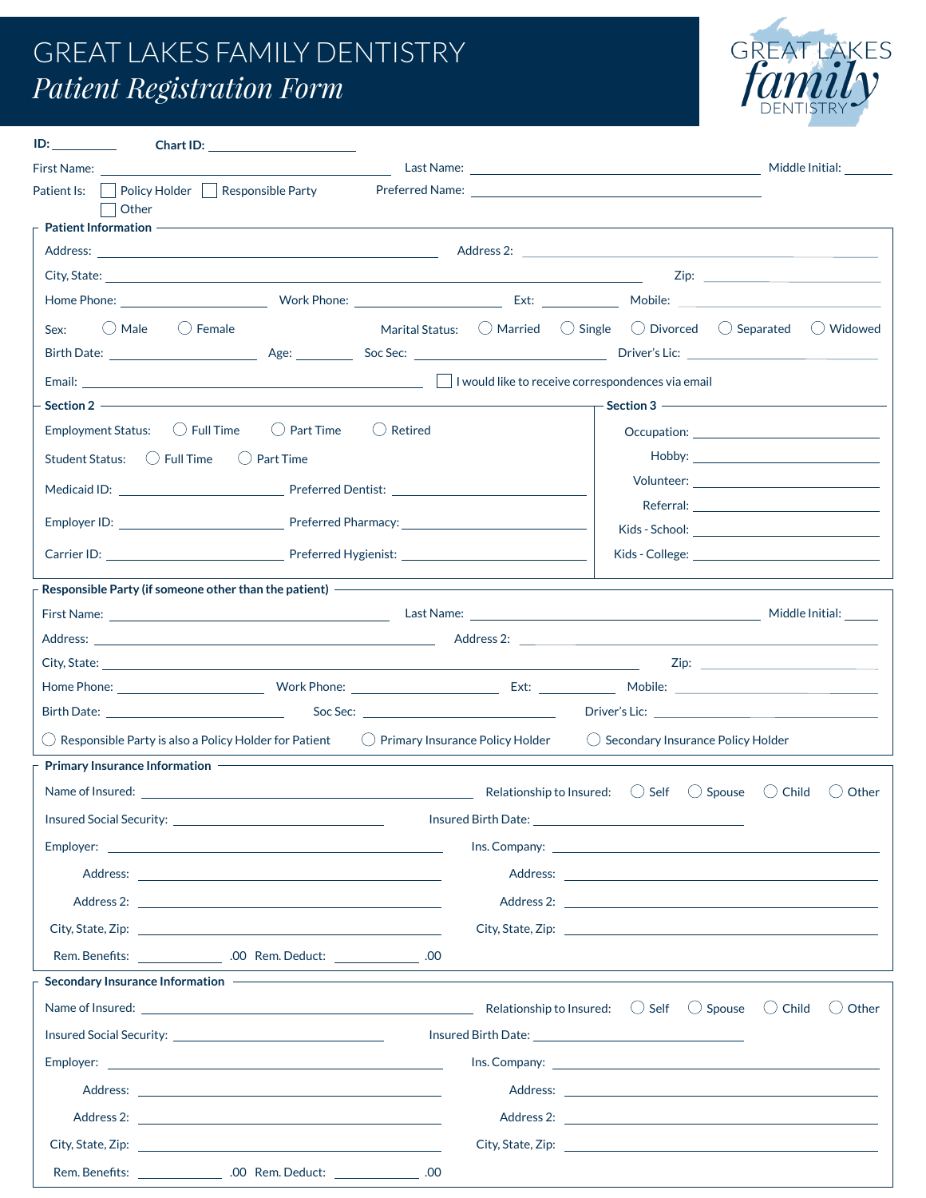# GREAT LAKES FAMILY DENTISTRY

## *Patient Registration Form*

GREAT LAKES family DENTISTRY

**ID:** ________ **Chart ID:** ____________________

First Name: ____________________ Last Name: ____________________ Middle Initial: ______

Patient Is: ☐ Policy Holder ☐ Responsible Party ☐ Other Preferred Name: ____________________

### Patient Information

Address: ____________________ Address 2: ____________________

City, State: ____________________ Zip: ____________________

Home Phone: ____________________ Work Phone: ____________________ Ext: ________ Mobile: ____________________

Sex: ◯ Male ◯ Female Marital Status: ◯ Married ◯ Single ◯ Divorced ◯ Separated ◯ Widowed

Birth Date: ____________________ Age: ________ Soc Sec: ____________________ Driver's Lic: ____________________

Email: ____________________ ☐ I would like to receive correspondences via email

### Section 2

Employment Status: ◯ Full Time ◯ Part Time ◯ Retired

Student Status: ◯ Full Time ◯ Part Time

Medicaid ID: ____________________ Preferred Dentist: ____________________

Employer ID: ____________________ Preferred Pharmacy: ____________________

Carrier ID: ____________________ Preferred Hygienist: ____________________

### Section 3

Occupation: ____________________

Hobby: ____________________

Volunteer: ____________________

Referral: ____________________

Kids - School: ____________________

Kids - College: ____________________

### Responsible Party (if someone other than the patient)

First Name: ____________________ Last Name: ____________________ Middle Initial: ______

Address: ____________________ Address 2: ____________________

City, State: ____________________ Zip: ____________________

Home Phone: ____________________ Work Phone: ____________________ Ext: ________ Mobile: ____________________

Birth Date: ____________________ Soc Sec: ____________________ Driver's Lic: ____________________

◯ Responsible Party is also a Policy Holder for Patient ◯ Primary Insurance Policy Holder ◯ Secondary Insurance Policy Holder

### Primary Insurance Information

Name of Insured: ____________________ Relationship to Insured: ◯ Self ◯ Spouse ◯ Child ◯ Other

Insured Social Security: ____________________ Insured Birth Date: ____________________

Employer: ____________________ Ins. Company: ____________________

Address: ____________________ Address: ____________________

Address 2: ____________________ Address 2: ____________________

City, State, Zip: ____________________ City, State, Zip: ____________________

Rem. Benefits: ________ .00 Rem. Deduct: ________ .00

### Secondary Insurance Information

Name of Insured: ____________________ Relationship to Insured: ◯ Self ◯ Spouse ◯ Child ◯ Other

Insured Social Security: ____________________ Insured Birth Date: ____________________

Employer: ____________________ Ins. Company: ____________________

Address: ____________________ Address: ____________________

Address 2: ____________________ Address 2: ____________________

City, State, Zip: ____________________ City, State, Zip: ____________________

Rem. Benefits: ________ .00 Rem. Deduct: ________ .00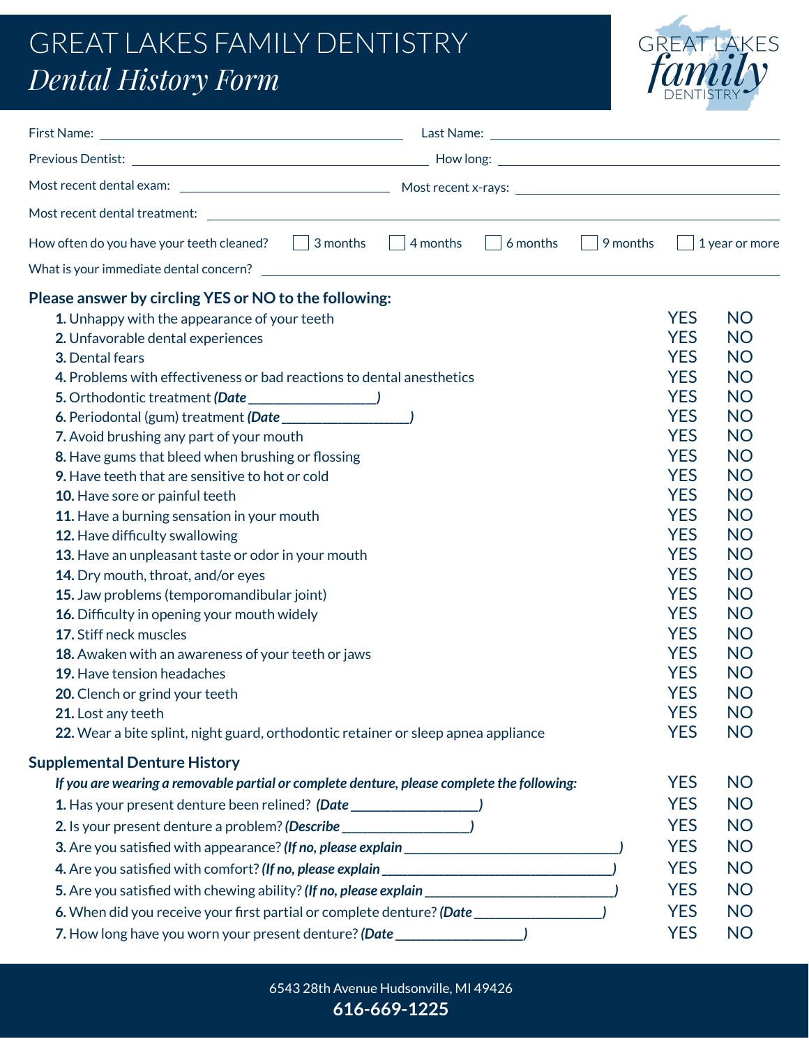# GREAT LAKES FAMILY DENTISTRY

## *Dental History Form*

First Name: ______________________ Last Name: ______________________

Previous Dentist: ______________________ How long: ______________________

Most recent dental exam: ______________________ Most recent x-rays: ______________________

Most recent dental treatment: ______________________

How often do you have your teeth cleaned? ☐ 3 months ☐ 4 months ☐ 6 months ☐ 9 months ☐ 1 year or more

What is your immediate dental concern? ______________________

### Please answer by circling YES or NO to the following:

| | | |
|---|---|---|
| **1.** Unhappy with the appearance of your teeth | YES | NO |
| **2.** Unfavorable dental experiences | YES | NO |
| **3.** Dental fears | YES | NO |
| **4.** Problems with effectiveness or bad reactions to dental anesthetics | YES | NO |
| **5.** Orthodontic treatment ***(Date __________________)*** | YES | NO |
| **6.** Periodontal (gum) treatment ***(Date __________________)*** | YES | NO |
| **7.** Avoid brushing any part of your mouth | YES | NO |
| **8.** Have gums that bleed when brushing or flossing | YES | NO |
| **9.** Have teeth that are sensitive to hot or cold | YES | NO |
| **10.** Have sore or painful teeth | YES | NO |
| **11.** Have a burning sensation in your mouth | YES | NO |
| **12.** Have difficulty swallowing | YES | NO |
| **13.** Have an unpleasant taste or odor in your mouth | YES | NO |
| **14.** Dry mouth, throat, and/or eyes | YES | NO |
| **15.** Jaw problems (temporomandibular joint) | YES | NO |
| **16.** Difficulty in opening your mouth widely | YES | NO |
| **17.** Stiff neck muscles | YES | NO |
| **18.** Awaken with an awareness of your teeth or jaws | YES | NO |
| **19.** Have tension headaches | YES | NO |
| **20.** Clench or grind your teeth | YES | NO |
| **21.** Lost any teeth | YES | NO |
| **22.** Wear a bite splint, night guard, orthodontic retainer or sleep apnea appliance | YES | NO |

### Supplemental Denture History

| | | |
|---|---|---|
| ***If you are wearing a removable partial or complete denture, please complete the following:*** | YES | NO |
| **1.** Has your present denture been relined? ***(Date __________________)*** | YES | NO |
| **2.** Is your present denture a problem? ***(Describe __________________)*** | YES | NO |
| **3.** Are you satisfied with appearance? ***(If no, please explain ________________________________)*** | YES | NO |
| **4.** Are you satisfied with comfort? ***(If no, please explain ________________________________)*** | YES | NO |
| **5.** Are you satisfied with chewing ability? ***(If no, please explain ____________________________)*** | YES | NO |
| **6.** When did you receive your first partial or complete denture? ***(Date __________________)*** | YES | NO |
| **7.** How long have you worn your present denture? ***(Date __________________)*** | YES | NO |

6543 28th Avenue Hudsonville, MI 49426

**616-669-1225**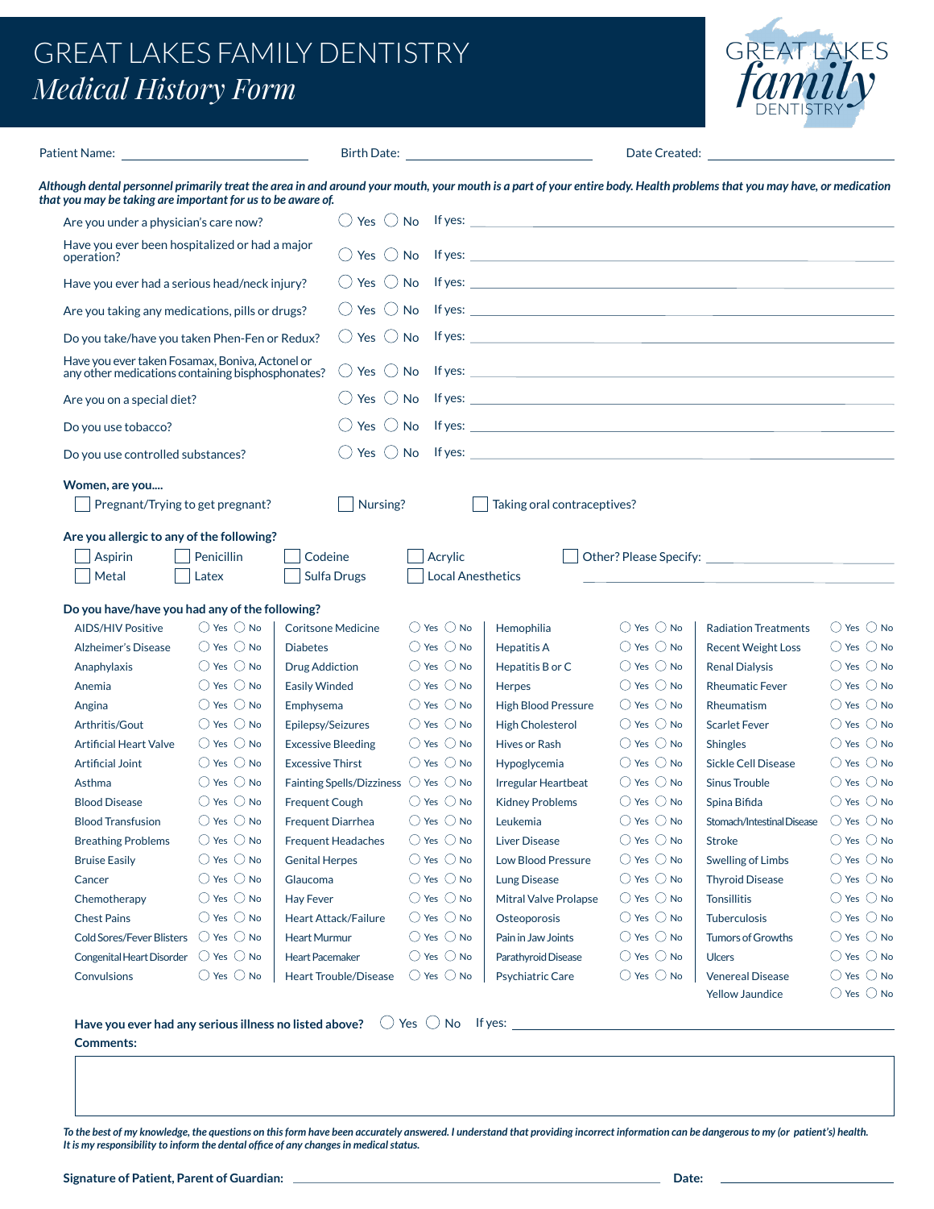# GREAT LAKES FAMILY DENTISTRY

## *Medical History Form*

Patient Name: ______________________ Birth Date: ______________________ Date Created: ______________________

***Although dental personnel primarily treat the area in and around your mouth, your mouth is a part of your entire body. Health problems that you may have, or medication that you may be taking are important for us to be aware of.***

| | | |
|---|---|---|
| Are you under a physician's care now? | ◯ Yes ◯ No | If yes: ______________________ |
| Have you ever been hospitalized or had a major operation? | ◯ Yes ◯ No | If yes: ______________________ |
| Have you ever had a serious head/neck injury? | ◯ Yes ◯ No | If yes: ______________________ |
| Are you taking any medications, pills or drugs? | ◯ Yes ◯ No | If yes: ______________________ |
| Do you take/have you taken Phen-Fen or Redux? | ◯ Yes ◯ No | If yes: ______________________ |
| Have you ever taken Fosamax, Boniva, Actonel or any other medications containing bisphosphonates? | ◯ Yes ◯ No | If yes: ______________________ |
| Are you on a special diet? | ◯ Yes ◯ No | If yes: ______________________ |
| Do you use tobacco? | ◯ Yes ◯ No | If yes: ______________________ |
| Do you use controlled substances? | ◯ Yes ◯ No | If yes: ______________________ |

**Women, are you....**

- ☐ Pregnant/Trying to get pregnant?
- ☐ Nursing?
- ☐ Taking oral contraceptives?

**Are you allergic to any of the following?**

- ☐ Aspirin
- ☐ Penicillin
- ☐ Codeine
- ☐ Acrylic
- ☐ Metal
- ☐ Latex
- ☐ Sulfa Drugs
- ☐ Local Anesthetics
- ☐ Other? Please Specify: ______________________

**Do you have/have you had any of the following?**

| | | | | | | | |
|---|---|---|---|---|---|---|---|
| AIDS/HIV Positive | ◯ Yes ◯ No | Coritsone Medicine | ◯ Yes ◯ No | Hemophilia | ◯ Yes ◯ No | Radiation Treatments | ◯ Yes ◯ No |
| Alzheimer's Disease | ◯ Yes ◯ No | Diabetes | ◯ Yes ◯ No | Hepatitis A | ◯ Yes ◯ No | Recent Weight Loss | ◯ Yes ◯ No |
| Anaphylaxis | ◯ Yes ◯ No | Drug Addiction | ◯ Yes ◯ No | Hepatitis B or C | ◯ Yes ◯ No | Renal Dialysis | ◯ Yes ◯ No |
| Anemia | ◯ Yes ◯ No | Easily Winded | ◯ Yes ◯ No | Herpes | ◯ Yes ◯ No | Rheumatic Fever | ◯ Yes ◯ No |
| Angina | ◯ Yes ◯ No | Emphysema | ◯ Yes ◯ No | High Blood Pressure | ◯ Yes ◯ No | Rheumatism | ◯ Yes ◯ No |
| Arthritis/Gout | ◯ Yes ◯ No | Epilepsy/Seizures | ◯ Yes ◯ No | High Cholesterol | ◯ Yes ◯ No | Scarlet Fever | ◯ Yes ◯ No |
| Artificial Heart Valve | ◯ Yes ◯ No | Excessive Bleeding | ◯ Yes ◯ No | Hives or Rash | ◯ Yes ◯ No | Shingles | ◯ Yes ◯ No |
| Artificial Joint | ◯ Yes ◯ No | Excessive Thirst | ◯ Yes ◯ No | Hypoglycemia | ◯ Yes ◯ No | Sickle Cell Disease | ◯ Yes ◯ No |
| Asthma | ◯ Yes ◯ No | Fainting Spells/Dizziness | ◯ Yes ◯ No | Irregular Heartbeat | ◯ Yes ◯ No | Sinus Trouble | ◯ Yes ◯ No |
| Blood Disease | ◯ Yes ◯ No | Frequent Cough | ◯ Yes ◯ No | Kidney Problems | ◯ Yes ◯ No | Spina Bifida | ◯ Yes ◯ No |
| Blood Transfusion | ◯ Yes ◯ No | Frequent Diarrhea | ◯ Yes ◯ No | Leukemia | ◯ Yes ◯ No | Stomach/Intestinal Disease | ◯ Yes ◯ No |
| Breathing Problems | ◯ Yes ◯ No | Frequent Headaches | ◯ Yes ◯ No | Liver Disease | ◯ Yes ◯ No | Stroke | ◯ Yes ◯ No |
| Bruise Easily | ◯ Yes ◯ No | Genital Herpes | ◯ Yes ◯ No | Low Blood Pressure | ◯ Yes ◯ No | Swelling of Limbs | ◯ Yes ◯ No |
| Cancer | ◯ Yes ◯ No | Glaucoma | ◯ Yes ◯ No | Lung Disease | ◯ Yes ◯ No | Thyroid Disease | ◯ Yes ◯ No |
| Chemotherapy | ◯ Yes ◯ No | Hay Fever | ◯ Yes ◯ No | Mitral Valve Prolapse | ◯ Yes ◯ No | Tonsillitis | ◯ Yes ◯ No |
| Chest Pains | ◯ Yes ◯ No | Heart Attack/Failure | ◯ Yes ◯ No | Osteoporosis | ◯ Yes ◯ No | Tuberculosis | ◯ Yes ◯ No |
| Cold Sores/Fever Blisters | ◯ Yes ◯ No | Heart Murmur | ◯ Yes ◯ No | Pain in Jaw Joints | ◯ Yes ◯ No | Tumors of Growths | ◯ Yes ◯ No |
| Congenital Heart Disorder | ◯ Yes ◯ No | Heart Pacemaker | ◯ Yes ◯ No | Parathyroid Disease | ◯ Yes ◯ No | Ulcers | ◯ Yes ◯ No |
| Convulsions | ◯ Yes ◯ No | Heart Trouble/Disease | ◯ Yes ◯ No | Psychiatric Care | ◯ Yes ◯ No | Venereal Disease | ◯ Yes ◯ No |
| | | | | | | Yellow Jaundice | ◯ Yes ◯ No |

**Have you ever had any serious illness no listed above?** ◯ Yes ◯ No If yes: ______________________

**Comments:**

*To the best of my knowledge, the questions on this form have been accurately answered. I understand that providing incorrect information can be dangerous to my (or patient's) health. It is my responsibility to inform the dental office of any changes in medical status.*

**Signature of Patient, Parent of Guardian:** ______________________ **Date:** ______________________